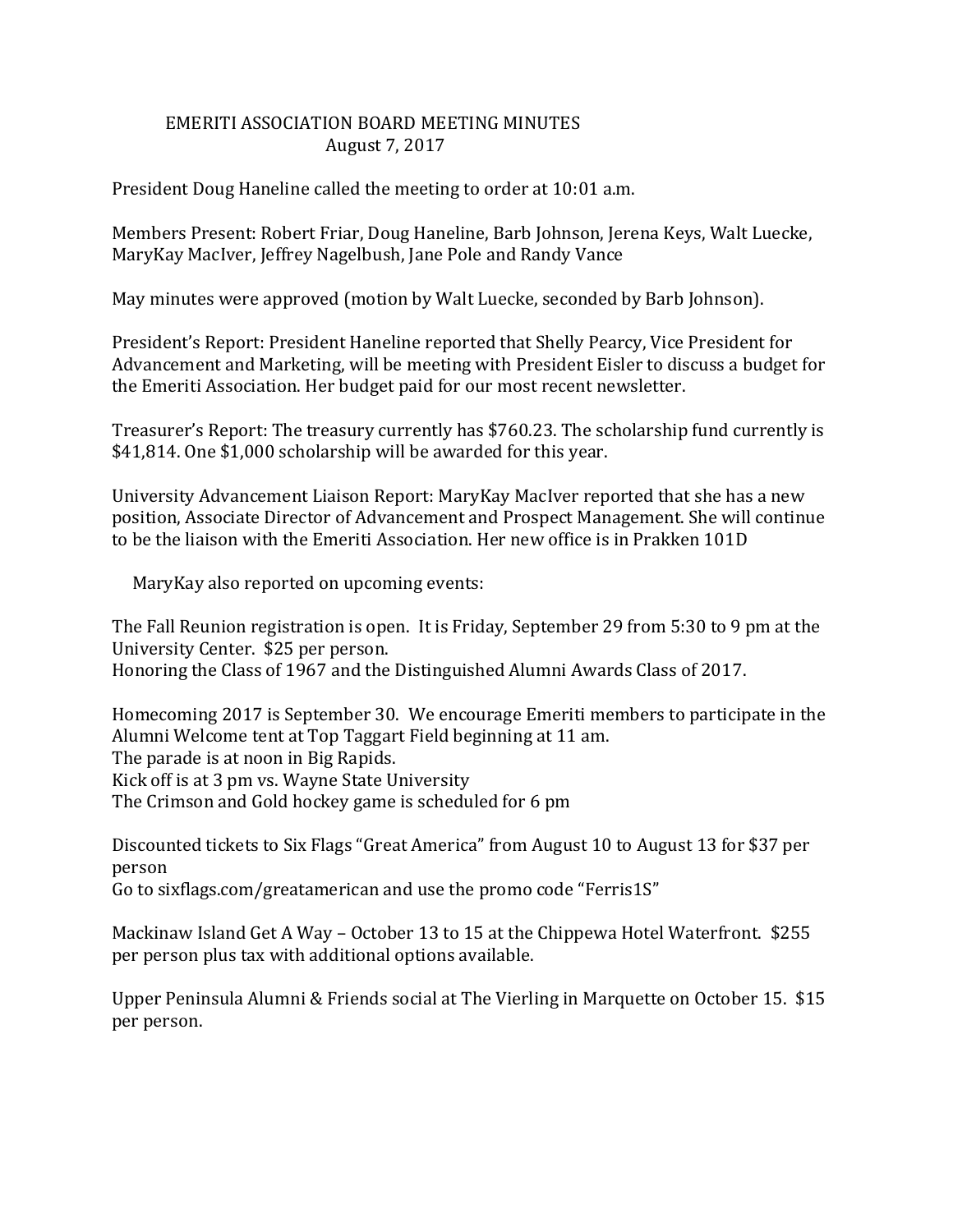# EMERITI ASSOCIATION BOARD MEETING MINUTES
## August 7, 2017

President Doug Haneline called the meeting to order at 10:01 a.m.

Members Present: Robert Friar, Doug Haneline, Barb Johnson, Jerena Keys, Walt Luecke, MaryKay MacIver, Jeffrey Nagelbush, Jane Pole and Randy Vance

May minutes were approved (motion by Walt Luecke, seconded by Barb Johnson).

President's Report: President Haneline reported that Shelly Pearcy, Vice President for Advancement and Marketing, will be meeting with President Eisler to discuss a budget for the Emeriti Association. Her budget paid for our most recent newsletter.

Treasurer's Report: The treasury currently has $760.23. The scholarship fund currently is $41,814. One $1,000 scholarship will be awarded for this year.

University Advancement Liaison Report: MaryKay MacIver reported that she has a new position, Associate Director of Advancement and Prospect Management. She will continue to be the liaison with the Emeriti Association. Her new office is in Prakken 101D

MaryKay also reported on upcoming events:

The Fall Reunion registration is open. It is Friday, September 29 from 5:30 to 9 pm at the University Center. $25 per person.
Honoring the Class of 1967 and the Distinguished Alumni Awards Class of 2017.

Homecoming 2017 is September 30. We encourage Emeriti members to participate in the Alumni Welcome tent at Top Taggart Field beginning at 11 am.
The parade is at noon in Big Rapids.
Kick off is at 3 pm vs. Wayne State University
The Crimson and Gold hockey game is scheduled for 6 pm

Discounted tickets to Six Flags "Great America" from August 10 to August 13 for $37 per person
Go to sixflags.com/greatamerican and use the promo code "Ferris1S"

Mackinaw Island Get A Way – October 13 to 15 at the Chippewa Hotel Waterfront. $255 per person plus tax with additional options available.

Upper Peninsula Alumni & Friends social at The Vierling in Marquette on October 15. $15 per person.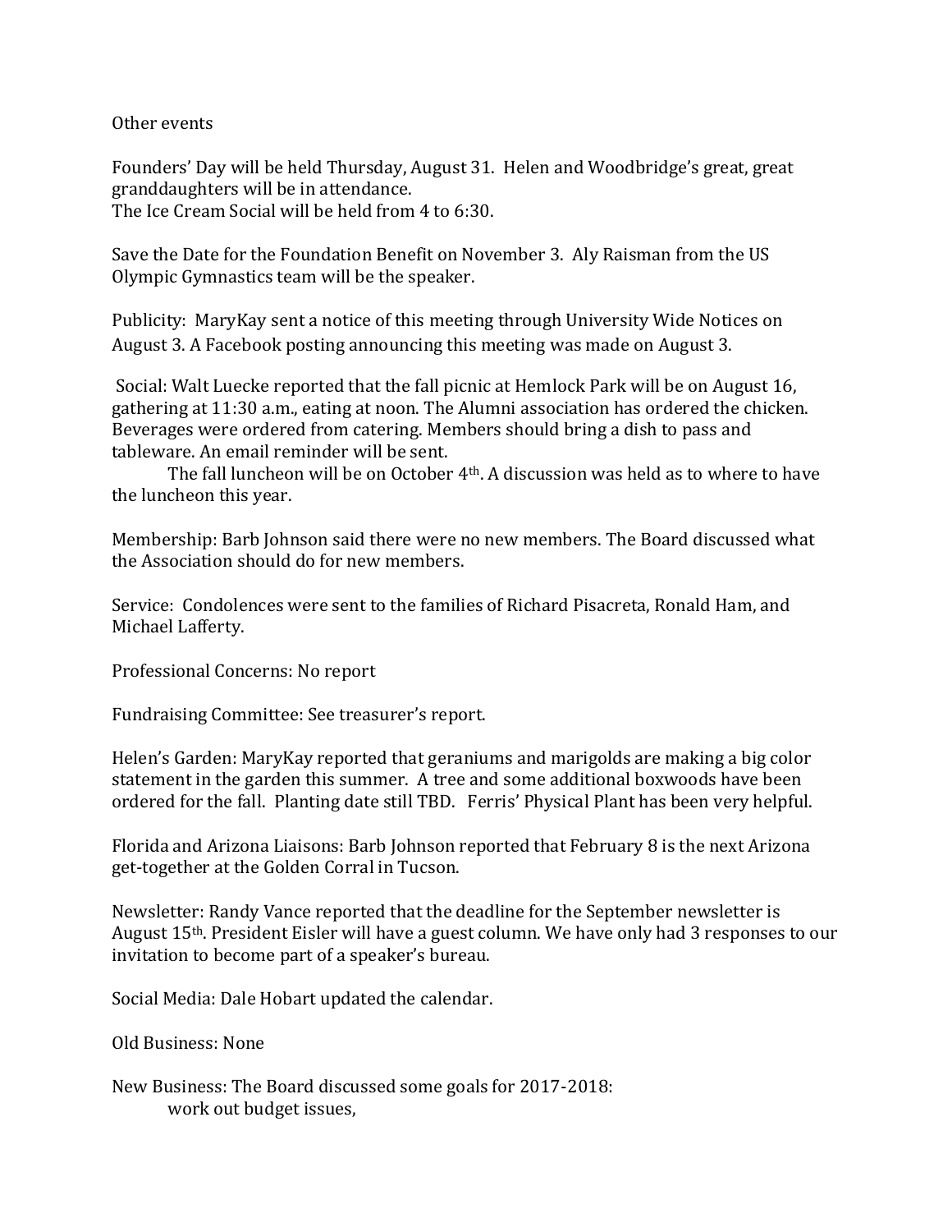Other events

Founders' Day will be held Thursday, August 31. Helen and Woodbridge's great, great granddaughters will be in attendance.
The Ice Cream Social will be held from 4 to 6:30.

Save the Date for the Foundation Benefit on November 3. Aly Raisman from the US Olympic Gymnastics team will be the speaker.

Publicity: MaryKay sent a notice of this meeting through University Wide Notices on August 3. A Facebook posting announcing this meeting was made on August 3.

Social: Walt Luecke reported that the fall picnic at Hemlock Park will be on August 16, gathering at 11:30 a.m., eating at noon. The Alumni association has ordered the chicken. Beverages were ordered from catering. Members should bring a dish to pass and tableware. An email reminder will be sent.

The fall luncheon will be on October 4th. A discussion was held as to where to have the luncheon this year.

Membership: Barb Johnson said there were no new members. The Board discussed what the Association should do for new members.

Service: Condolences were sent to the families of Richard Pisacreta, Ronald Ham, and Michael Lafferty.

Professional Concerns: No report

Fundraising Committee: See treasurer's report.

Helen's Garden: MaryKay reported that geraniums and marigolds are making a big color statement in the garden this summer. A tree and some additional boxwoods have been ordered for the fall. Planting date still TBD. Ferris' Physical Plant has been very helpful.

Florida and Arizona Liaisons: Barb Johnson reported that February 8 is the next Arizona get-together at the Golden Corral in Tucson.

Newsletter: Randy Vance reported that the deadline for the September newsletter is August 15th. President Eisler will have a guest column. We have only had 3 responses to our invitation to become part of a speaker's bureau.

Social Media: Dale Hobart updated the calendar.

Old Business: None

New Business: The Board discussed some goals for 2017-2018:

work out budget issues,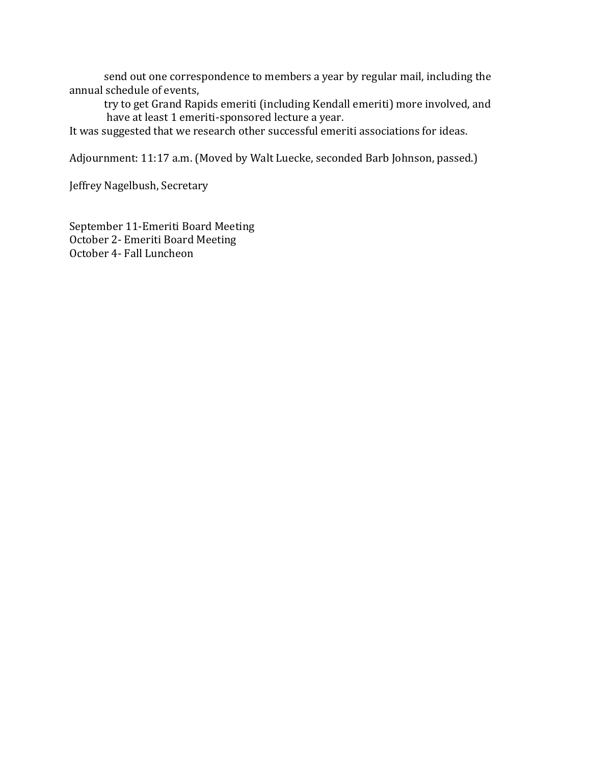send out one correspondence to members a year by regular mail, including the annual schedule of events,

try to get Grand Rapids emeriti (including Kendall emeriti) more involved, and

have at least 1 emeriti-sponsored lecture a year.

It was suggested that we research other successful emeriti associations for ideas.

Adjournment: 11:17 a.m. (Moved by Walt Luecke, seconded Barb Johnson, passed.)

Jeffrey Nagelbush, Secretary

September 11-Emeriti Board Meeting
October 2- Emeriti Board Meeting
October 4- Fall Luncheon